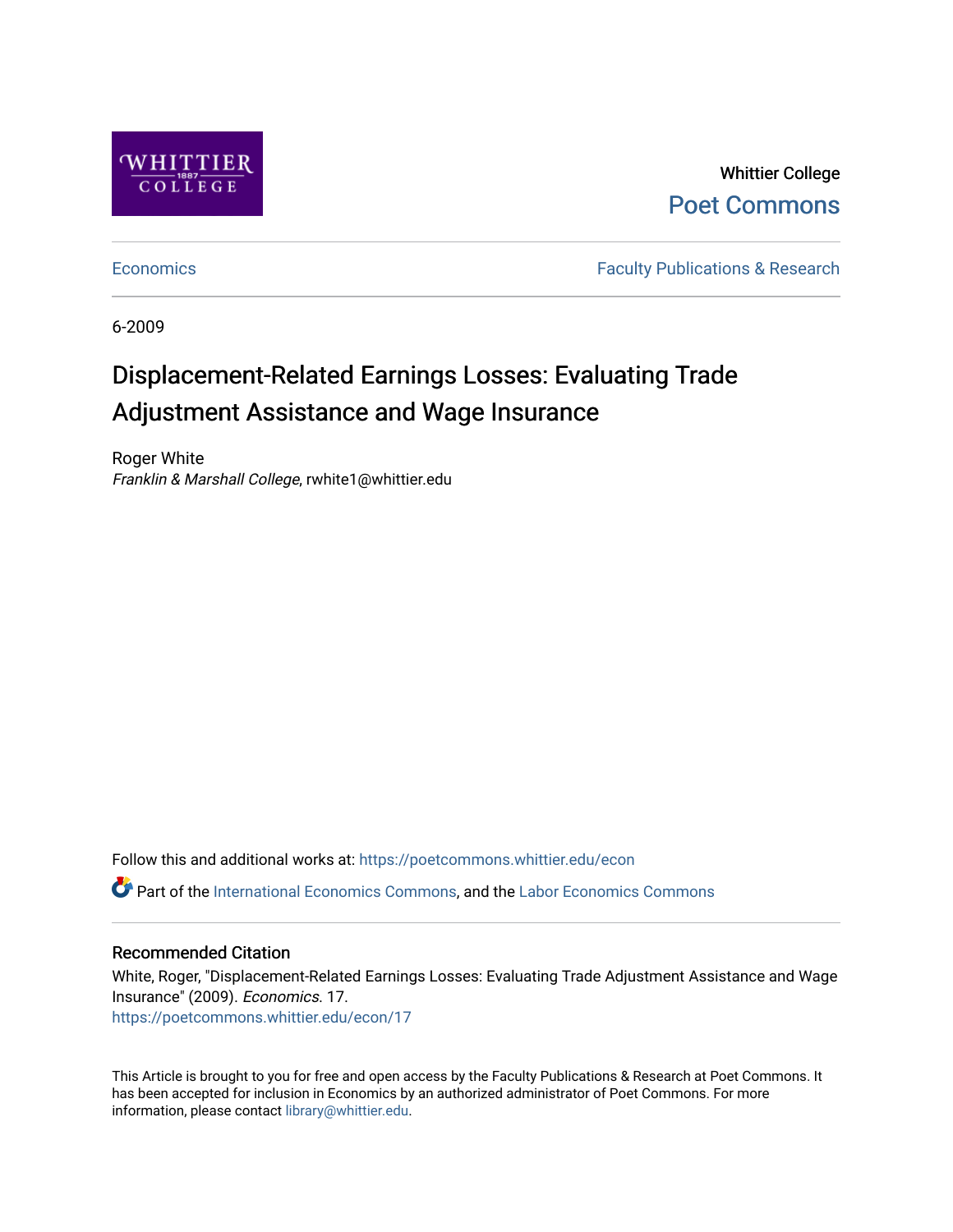Whittier College

Poet Commons

Economics

Faculty Publications & Research

6-2009

# Displacement-Related Earnings Losses: Evaluating Trade Adjustment Assistance and Wage Insurance

Roger White

*Franklin & Marshall College*, rwhite1@whittier.edu

Follow this and additional works at: https://poetcommons.whittier.edu/econ

Part of the International Economics Commons, and the Labor Economics Commons

## Recommended Citation

White, Roger, "Displacement-Related Earnings Losses: Evaluating Trade Adjustment Assistance and Wage Insurance" (2009). *Economics*. 17.

https://poetcommons.whittier.edu/econ/17

This Article is brought to you for free and open access by the Faculty Publications & Research at Poet Commons. It has been accepted for inclusion in Economics by an authorized administrator of Poet Commons. For more information, please contact library@whittier.edu.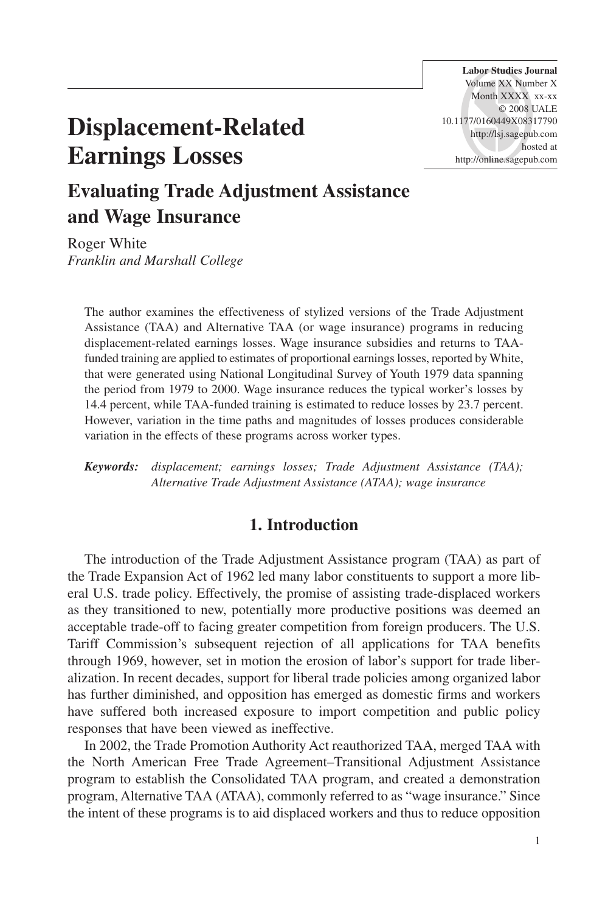# Displacement-Related Earnings Losses

## Evaluating Trade Adjustment Assistance and Wage Insurance

Roger White
*Franklin and Marshall College*

The author examines the effectiveness of stylized versions of the Trade Adjustment Assistance (TAA) and Alternative TAA (or wage insurance) programs in reducing displacement-related earnings losses. Wage insurance subsidies and returns to TAA-funded training are applied to estimates of proportional earnings losses, reported by White, that were generated using National Longitudinal Survey of Youth 1979 data spanning the period from 1979 to 2000. Wage insurance reduces the typical worker's losses by 14.4 percent, while TAA-funded training is estimated to reduce losses by 23.7 percent. However, variation in the time paths and magnitudes of losses produces considerable variation in the effects of these programs across worker types.

***Keywords:*** *displacement; earnings losses; Trade Adjustment Assistance (TAA); Alternative Trade Adjustment Assistance (ATAA); wage insurance*

## 1. Introduction

The introduction of the Trade Adjustment Assistance program (TAA) as part of the Trade Expansion Act of 1962 led many labor constituents to support a more liberal U.S. trade policy. Effectively, the promise of assisting trade-displaced workers as they transitioned to new, potentially more productive positions was deemed an acceptable trade-off to facing greater competition from foreign producers. The U.S. Tariff Commission's subsequent rejection of all applications for TAA benefits through 1969, however, set in motion the erosion of labor's support for trade liberalization. In recent decades, support for liberal trade policies among organized labor has further diminished, and opposition has emerged as domestic firms and workers have suffered both increased exposure to import competition and public policy responses that have been viewed as ineffective.

In 2002, the Trade Promotion Authority Act reauthorized TAA, merged TAA with the North American Free Trade Agreement–Transitional Adjustment Assistance program to establish the Consolidated TAA program, and created a demonstration program, Alternative TAA (ATAA), commonly referred to as "wage insurance." Since the intent of these programs is to aid displaced workers and thus to reduce opposition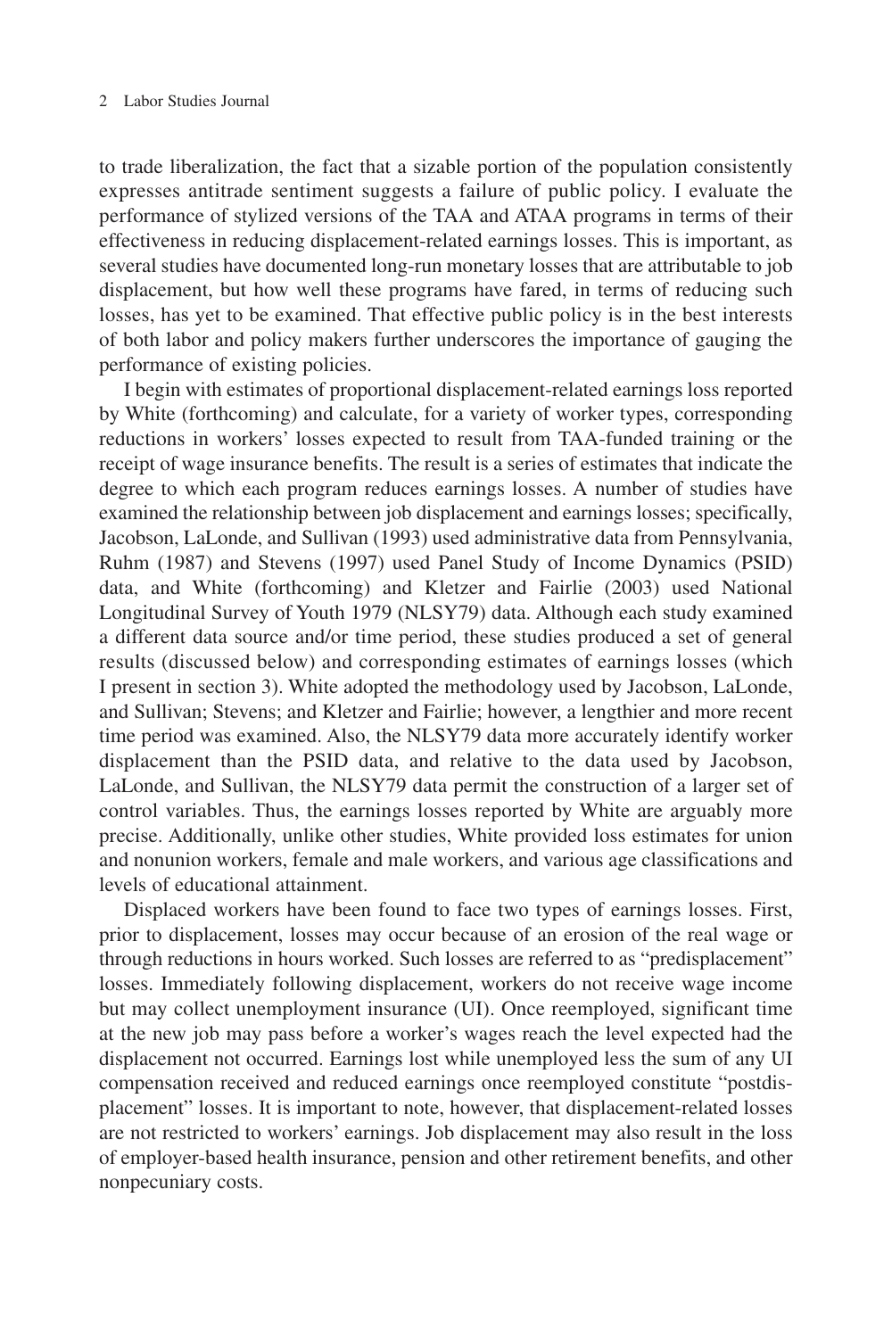to trade liberalization, the fact that a sizable portion of the population consistently expresses antitrade sentiment suggests a failure of public policy. I evaluate the performance of stylized versions of the TAA and ATAA programs in terms of their effectiveness in reducing displacement-related earnings losses. This is important, as several studies have documented long-run monetary losses that are attributable to job displacement, but how well these programs have fared, in terms of reducing such losses, has yet to be examined. That effective public policy is in the best interests of both labor and policy makers further underscores the importance of gauging the performance of existing policies.

I begin with estimates of proportional displacement-related earnings loss reported by White (forthcoming) and calculate, for a variety of worker types, corresponding reductions in workers' losses expected to result from TAA-funded training or the receipt of wage insurance benefits. The result is a series of estimates that indicate the degree to which each program reduces earnings losses. A number of studies have examined the relationship between job displacement and earnings losses; specifically, Jacobson, LaLonde, and Sullivan (1993) used administrative data from Pennsylvania, Ruhm (1987) and Stevens (1997) used Panel Study of Income Dynamics (PSID) data, and White (forthcoming) and Kletzer and Fairlie (2003) used National Longitudinal Survey of Youth 1979 (NLSY79) data. Although each study examined a different data source and/or time period, these studies produced a set of general results (discussed below) and corresponding estimates of earnings losses (which I present in section 3). White adopted the methodology used by Jacobson, LaLonde, and Sullivan; Stevens; and Kletzer and Fairlie; however, a lengthier and more recent time period was examined. Also, the NLSY79 data more accurately identify worker displacement than the PSID data, and relative to the data used by Jacobson, LaLonde, and Sullivan, the NLSY79 data permit the construction of a larger set of control variables. Thus, the earnings losses reported by White are arguably more precise. Additionally, unlike other studies, White provided loss estimates for union and nonunion workers, female and male workers, and various age classifications and levels of educational attainment.

Displaced workers have been found to face two types of earnings losses. First, prior to displacement, losses may occur because of an erosion of the real wage or through reductions in hours worked. Such losses are referred to as "predisplacement" losses. Immediately following displacement, workers do not receive wage income but may collect unemployment insurance (UI). Once reemployed, significant time at the new job may pass before a worker's wages reach the level expected had the displacement not occurred. Earnings lost while unemployed less the sum of any UI compensation received and reduced earnings once reemployed constitute "postdisplacement" losses. It is important to note, however, that displacement-related losses are not restricted to workers' earnings. Job displacement may also result in the loss of employer-based health insurance, pension and other retirement benefits, and other nonpecuniary costs.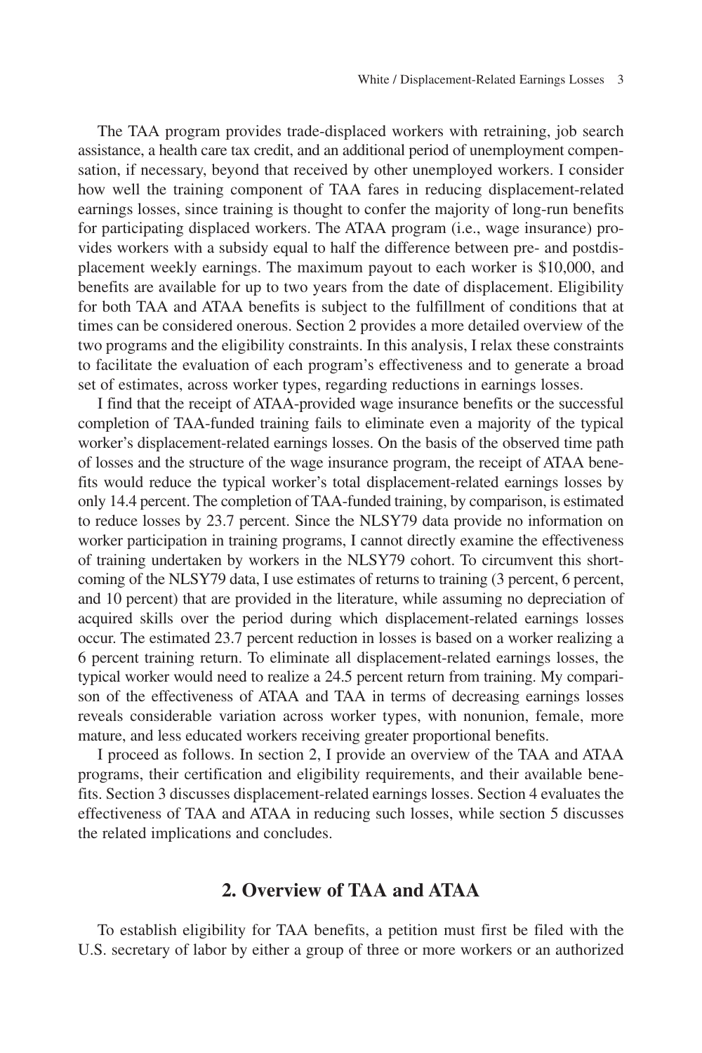The TAA program provides trade-displaced workers with retraining, job search assistance, a health care tax credit, and an additional period of unemployment compensation, if necessary, beyond that received by other unemployed workers. I consider how well the training component of TAA fares in reducing displacement-related earnings losses, since training is thought to confer the majority of long-run benefits for participating displaced workers. The ATAA program (i.e., wage insurance) provides workers with a subsidy equal to half the difference between pre- and postdisplacement weekly earnings. The maximum payout to each worker is $10,000, and benefits are available for up to two years from the date of displacement. Eligibility for both TAA and ATAA benefits is subject to the fulfillment of conditions that at times can be considered onerous. Section 2 provides a more detailed overview of the two programs and the eligibility constraints. In this analysis, I relax these constraints to facilitate the evaluation of each program's effectiveness and to generate a broad set of estimates, across worker types, regarding reductions in earnings losses.

I find that the receipt of ATAA-provided wage insurance benefits or the successful completion of TAA-funded training fails to eliminate even a majority of the typical worker's displacement-related earnings losses. On the basis of the observed time path of losses and the structure of the wage insurance program, the receipt of ATAA benefits would reduce the typical worker's total displacement-related earnings losses by only 14.4 percent. The completion of TAA-funded training, by comparison, is estimated to reduce losses by 23.7 percent. Since the NLSY79 data provide no information on worker participation in training programs, I cannot directly examine the effectiveness of training undertaken by workers in the NLSY79 cohort. To circumvent this shortcoming of the NLSY79 data, I use estimates of returns to training (3 percent, 6 percent, and 10 percent) that are provided in the literature, while assuming no depreciation of acquired skills over the period during which displacement-related earnings losses occur. The estimated 23.7 percent reduction in losses is based on a worker realizing a 6 percent training return. To eliminate all displacement-related earnings losses, the typical worker would need to realize a 24.5 percent return from training. My comparison of the effectiveness of ATAA and TAA in terms of decreasing earnings losses reveals considerable variation across worker types, with nonunion, female, more mature, and less educated workers receiving greater proportional benefits.

I proceed as follows. In section 2, I provide an overview of the TAA and ATAA programs, their certification and eligibility requirements, and their available benefits. Section 3 discusses displacement-related earnings losses. Section 4 evaluates the effectiveness of TAA and ATAA in reducing such losses, while section 5 discusses the related implications and concludes.

## 2. Overview of TAA and ATAA

To establish eligibility for TAA benefits, a petition must first be filed with the U.S. secretary of labor by either a group of three or more workers or an authorized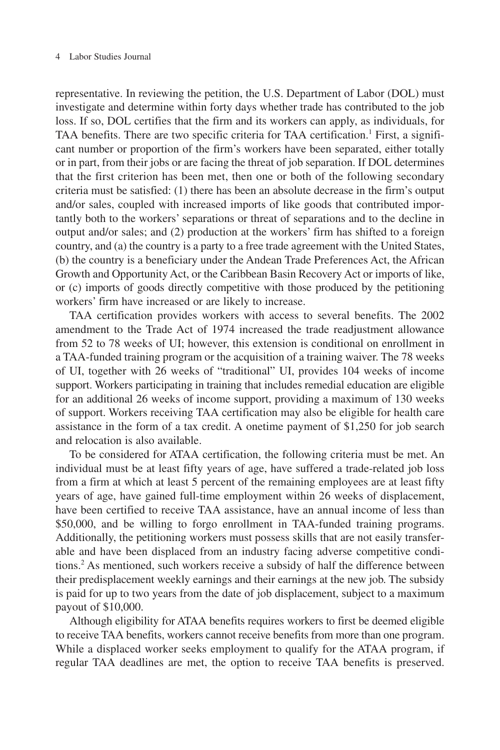representative. In reviewing the petition, the U.S. Department of Labor (DOL) must investigate and determine within forty days whether trade has contributed to the job loss. If so, DOL certifies that the firm and its workers can apply, as individuals, for TAA benefits. There are two specific criteria for TAA certification.[1] First, a significant number or proportion of the firm's workers have been separated, either totally or in part, from their jobs or are facing the threat of job separation. If DOL determines that the first criterion has been met, then one or both of the following secondary criteria must be satisfied: (1) there has been an absolute decrease in the firm's output and/or sales, coupled with increased imports of like goods that contributed importantly both to the workers' separations or threat of separations and to the decline in output and/or sales; and (2) production at the workers' firm has shifted to a foreign country, and (a) the country is a party to a free trade agreement with the United States, (b) the country is a beneficiary under the Andean Trade Preferences Act, the African Growth and Opportunity Act, or the Caribbean Basin Recovery Act or imports of like, or (c) imports of goods directly competitive with those produced by the petitioning workers' firm have increased or are likely to increase.

TAA certification provides workers with access to several benefits. The 2002 amendment to the Trade Act of 1974 increased the trade readjustment allowance from 52 to 78 weeks of UI; however, this extension is conditional on enrollment in a TAA-funded training program or the acquisition of a training waiver. The 78 weeks of UI, together with 26 weeks of "traditional" UI, provides 104 weeks of income support. Workers participating in training that includes remedial education are eligible for an additional 26 weeks of income support, providing a maximum of 130 weeks of support. Workers receiving TAA certification may also be eligible for health care assistance in the form of a tax credit. A onetime payment of $1,250 for job search and relocation is also available.

To be considered for ATAA certification, the following criteria must be met. An individual must be at least fifty years of age, have suffered a trade-related job loss from a firm at which at least 5 percent of the remaining employees are at least fifty years of age, have gained full-time employment within 26 weeks of displacement, have been certified to receive TAA assistance, have an annual income of less than $50,000, and be willing to forgo enrollment in TAA-funded training programs. Additionally, the petitioning workers must possess skills that are not easily transferable and have been displaced from an industry facing adverse competitive conditions.[2] As mentioned, such workers receive a subsidy of half the difference between their predisplacement weekly earnings and their earnings at the new job. The subsidy is paid for up to two years from the date of job displacement, subject to a maximum payout of $10,000.

Although eligibility for ATAA benefits requires workers to first be deemed eligible to receive TAA benefits, workers cannot receive benefits from more than one program. While a displaced worker seeks employment to qualify for the ATAA program, if regular TAA deadlines are met, the option to receive TAA benefits is preserved.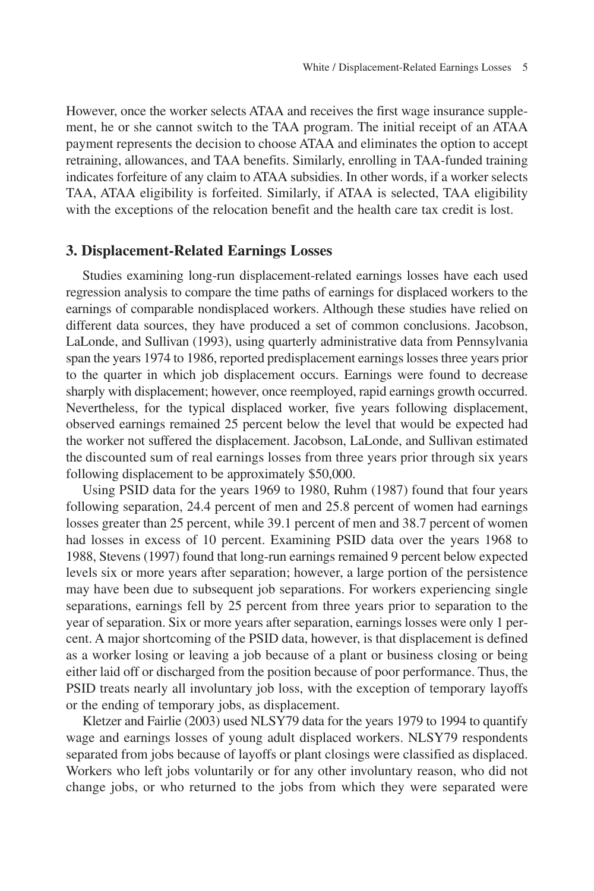However, once the worker selects ATAA and receives the first wage insurance supplement, he or she cannot switch to the TAA program. The initial receipt of an ATAA payment represents the decision to choose ATAA and eliminates the option to accept retraining, allowances, and TAA benefits. Similarly, enrolling in TAA-funded training indicates forfeiture of any claim to ATAA subsidies. In other words, if a worker selects TAA, ATAA eligibility is forfeited. Similarly, if ATAA is selected, TAA eligibility with the exceptions of the relocation benefit and the health care tax credit is lost.

## 3. Displacement-Related Earnings Losses

Studies examining long-run displacement-related earnings losses have each used regression analysis to compare the time paths of earnings for displaced workers to the earnings of comparable nondisplaced workers. Although these studies have relied on different data sources, they have produced a set of common conclusions. Jacobson, LaLonde, and Sullivan (1993), using quarterly administrative data from Pennsylvania span the years 1974 to 1986, reported predisplacement earnings losses three years prior to the quarter in which job displacement occurs. Earnings were found to decrease sharply with displacement; however, once reemployed, rapid earnings growth occurred. Nevertheless, for the typical displaced worker, five years following displacement, observed earnings remained 25 percent below the level that would be expected had the worker not suffered the displacement. Jacobson, LaLonde, and Sullivan estimated the discounted sum of real earnings losses from three years prior through six years following displacement to be approximately $50,000.

Using PSID data for the years 1969 to 1980, Ruhm (1987) found that four years following separation, 24.4 percent of men and 25.8 percent of women had earnings losses greater than 25 percent, while 39.1 percent of men and 38.7 percent of women had losses in excess of 10 percent. Examining PSID data over the years 1968 to 1988, Stevens (1997) found that long-run earnings remained 9 percent below expected levels six or more years after separation; however, a large portion of the persistence may have been due to subsequent job separations. For workers experiencing single separations, earnings fell by 25 percent from three years prior to separation to the year of separation. Six or more years after separation, earnings losses were only 1 percent. A major shortcoming of the PSID data, however, is that displacement is defined as a worker losing or leaving a job because of a plant or business closing or being either laid off or discharged from the position because of poor performance. Thus, the PSID treats nearly all involuntary job loss, with the exception of temporary layoffs or the ending of temporary jobs, as displacement.

Kletzer and Fairlie (2003) used NLSY79 data for the years 1979 to 1994 to quantify wage and earnings losses of young adult displaced workers. NLSY79 respondents separated from jobs because of layoffs or plant closings were classified as displaced. Workers who left jobs voluntarily or for any other involuntary reason, who did not change jobs, or who returned to the jobs from which they were separated were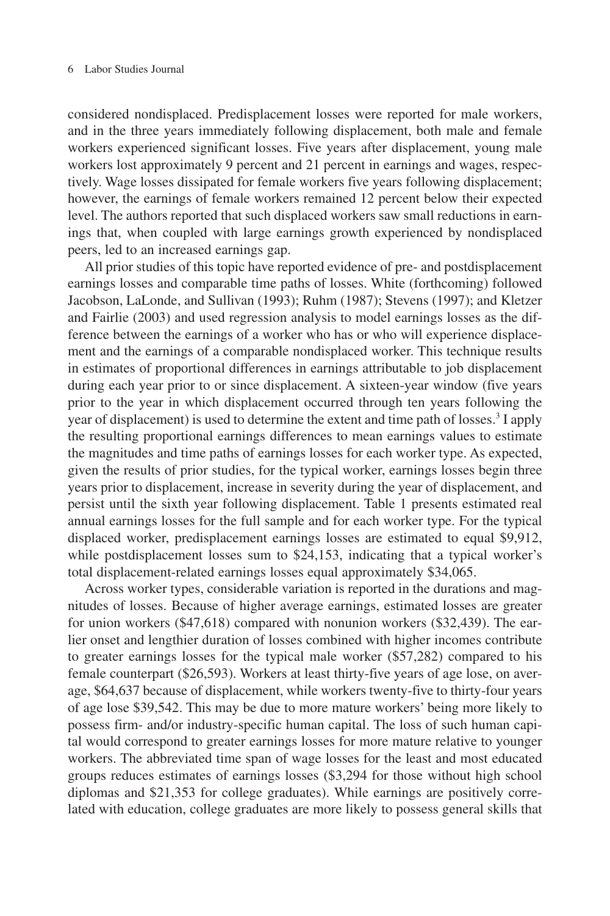considered nondisplaced. Predisplacement losses were reported for male workers, and in the three years immediately following displacement, both male and female workers experienced significant losses. Five years after displacement, young male workers lost approximately 9 percent and 21 percent in earnings and wages, respectively. Wage losses dissipated for female workers five years following displacement; however, the earnings of female workers remained 12 percent below their expected level. The authors reported that such displaced workers saw small reductions in earnings that, when coupled with large earnings growth experienced by nondisplaced peers, led to an increased earnings gap.

All prior studies of this topic have reported evidence of pre- and postdisplacement earnings losses and comparable time paths of losses. White (forthcoming) followed Jacobson, LaLonde, and Sullivan (1993); Ruhm (1987); Stevens (1997); and Kletzer and Fairlie (2003) and used regression analysis to model earnings losses as the difference between the earnings of a worker who has or who will experience displacement and the earnings of a comparable nondisplaced worker. This technique results in estimates of proportional differences in earnings attributable to job displacement during each year prior to or since displacement. A sixteen-year window (five years prior to the year in which displacement occurred through ten years following the year of displacement) is used to determine the extent and time path of losses.[3] I apply the resulting proportional earnings differences to mean earnings values to estimate the magnitudes and time paths of earnings losses for each worker type. As expected, given the results of prior studies, for the typical worker, earnings losses begin three years prior to displacement, increase in severity during the year of displacement, and persist until the sixth year following displacement. Table 1 presents estimated real annual earnings losses for the full sample and for each worker type. For the typical displaced worker, predisplacement earnings losses are estimated to equal $9,912, while postdisplacement losses sum to $24,153, indicating that a typical worker's total displacement-related earnings losses equal approximately $34,065.

Across worker types, considerable variation is reported in the durations and magnitudes of losses. Because of higher average earnings, estimated losses are greater for union workers ($47,618) compared with nonunion workers ($32,439). The earlier onset and lengthier duration of losses combined with higher incomes contribute to greater earnings losses for the typical male worker ($57,282) compared to his female counterpart ($26,593). Workers at least thirty-five years of age lose, on average, $64,637 because of displacement, while workers twenty-five to thirty-four years of age lose $39,542. This may be due to more mature workers' being more likely to possess firm- and/or industry-specific human capital. The loss of such human capital would correspond to greater earnings losses for more mature relative to younger workers. The abbreviated time span of wage losses for the least and most educated groups reduces estimates of earnings losses ($3,294 for those without high school diplomas and $21,353 for college graduates). While earnings are positively correlated with education, college graduates are more likely to possess general skills that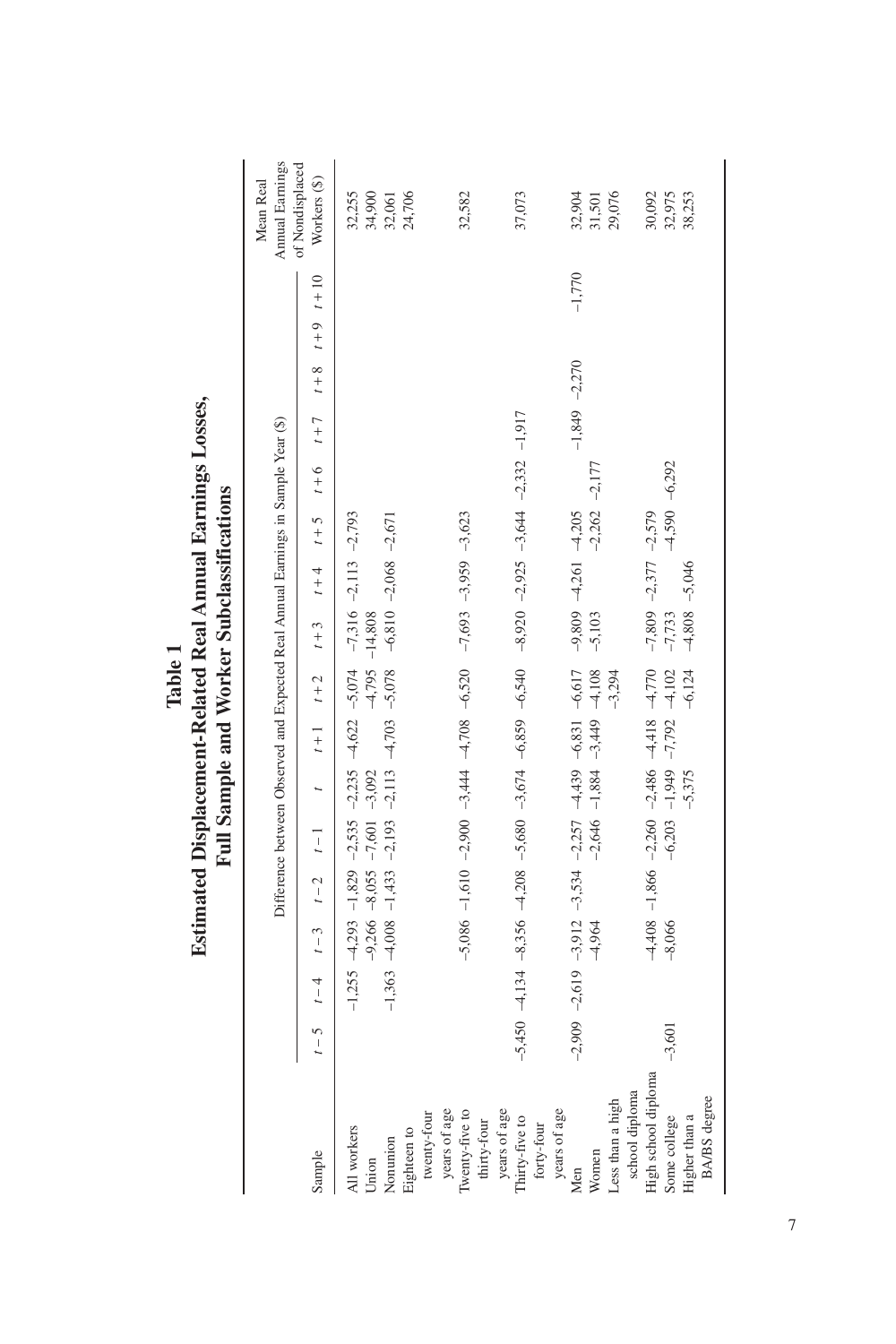# Table 1
## Estimated Displacement-Related Real Annual Earnings Losses, Full Sample and Worker Subclassifications

| Sample | Difference between Observed and Expected Real Annual Earnings in Sample Year ($) | | | | | | | | | | | | | | | | Mean Real Annual Earnings of Nondisplaced Workers ($) |
|---|---|---|---|---|---|---|---|---|---|---|---|---|---|---|---|---|---|
| | $t-5$ | $t-4$ | $t-3$ | $t-2$ | $t-1$ | $t$ | $t+1$ | $t+2$ | $t+3$ | $t+4$ | $t+5$ | $t+6$ | $t+7$ | $t+8$ | $t+9$ | $t+10$ | |
| All workers | | −1,255 | −4,293 | −1,829 | −2,535 | −2,235 | −4,622 | −5,074 | −7,316 | −2,113 | −2,793 | | | | | | 32,255 |
| Union | | | −9,266 | −8,055 | −7,601 | −3,092 | | −4,795 | −14,808 | | | | | | | | 34,900 |
| Nonunion | | −1,363 | −4,008 | −1,433 | −2,193 | −2,113 | −4,703 | −5,078 | −6,810 | −2,068 | −2,671 | | | | | | 32,061 |
| Eighteen to twenty-four years of age | | | | | | | | | | | | | | | | | 24,706 |
| Twenty-five to thirty-four years of age | | | −5,086 | −1,610 | −2,900 | −3,444 | −4,708 | −6,520 | −7,693 | −3,959 | −3,623 | | | | | | 32,582 |
| Thirty-five to forty-four years of age | −5,450 | −4,134 | −8,356 | −4,208 | −5,680 | −3,674 | −6,859 | −6,540 | −8,920 | −2,925 | −3,644 | −2,332 | −1,917 | | | | 37,073 |
| Men | −2,909 | −2,619 | −3,912 | −3,534 | −2,257 | −4,439 | −6,831 | −6,617 | −9,809 | −4,261 | −4,205 | | −1,849 | −2,270 | | −1,770 | 32,904 |
| Women | | | −4,964 | | −2,646 | −1,884 | −3,449 | −4,108 | −5,103 | | −2,262 | −2,177 | | | | | 31,501 |
| Less than a high school diploma | | | | | | | | −3,294 | | | | | | | | | 29,076 |
| High school diploma | | | −4,408 | −1,866 | −2,260 | −2,486 | −4,418 | −4,770 | −7,809 | −2,377 | −2,579 | | | | | | 30,092 |
| Some college | −3,601 | | −8,066 | | −6,203 | −1,949 | −7,792 | −4,102 | −7,733 | | −4,590 | −6,292 | | | | | 32,975 |
| Higher than a BA/BS degree | | | | | | −5,375 | | −6,124 | −4,808 | −5,046 | | | | | | | 38,253 |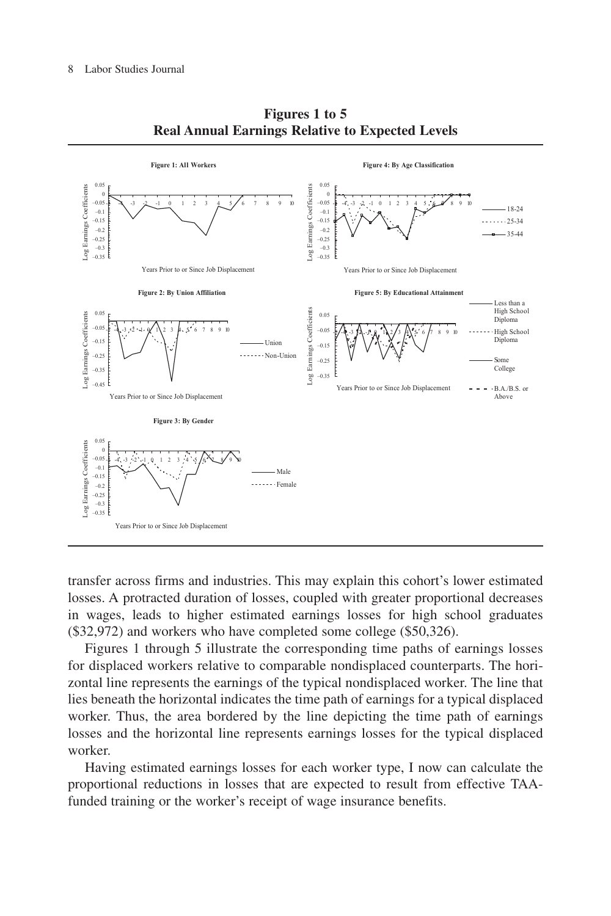**Figures 1 to 5**
**Real Annual Earnings Relative to Expected Levels**

**Figure 1: All Workers**

**Figure 2: By Union Affiliation**

**Figure 3: By Gender**

**Figure 4: By Age Classification**

**Figure 5: By Educational Attainment**

transfer across firms and industries. This may explain this cohort's lower estimated losses. A protracted duration of losses, coupled with greater proportional decreases in wages, leads to higher estimated earnings losses for high school graduates ($32,972) and workers who have completed some college ($50,326).

Figures 1 through 5 illustrate the corresponding time paths of earnings losses for displaced workers relative to comparable nondisplaced counterparts. The horizontal line represents the earnings of the typical nondisplaced worker. The line that lies beneath the horizontal indicates the time path of earnings for a typical displaced worker. Thus, the area bordered by the line depicting the time path of earnings losses and the horizontal line represents earnings losses for the typical displaced worker.

Having estimated earnings losses for each worker type, I now can calculate the proportional reductions in losses that are expected to result from effective TAA-funded training or the worker's receipt of wage insurance benefits.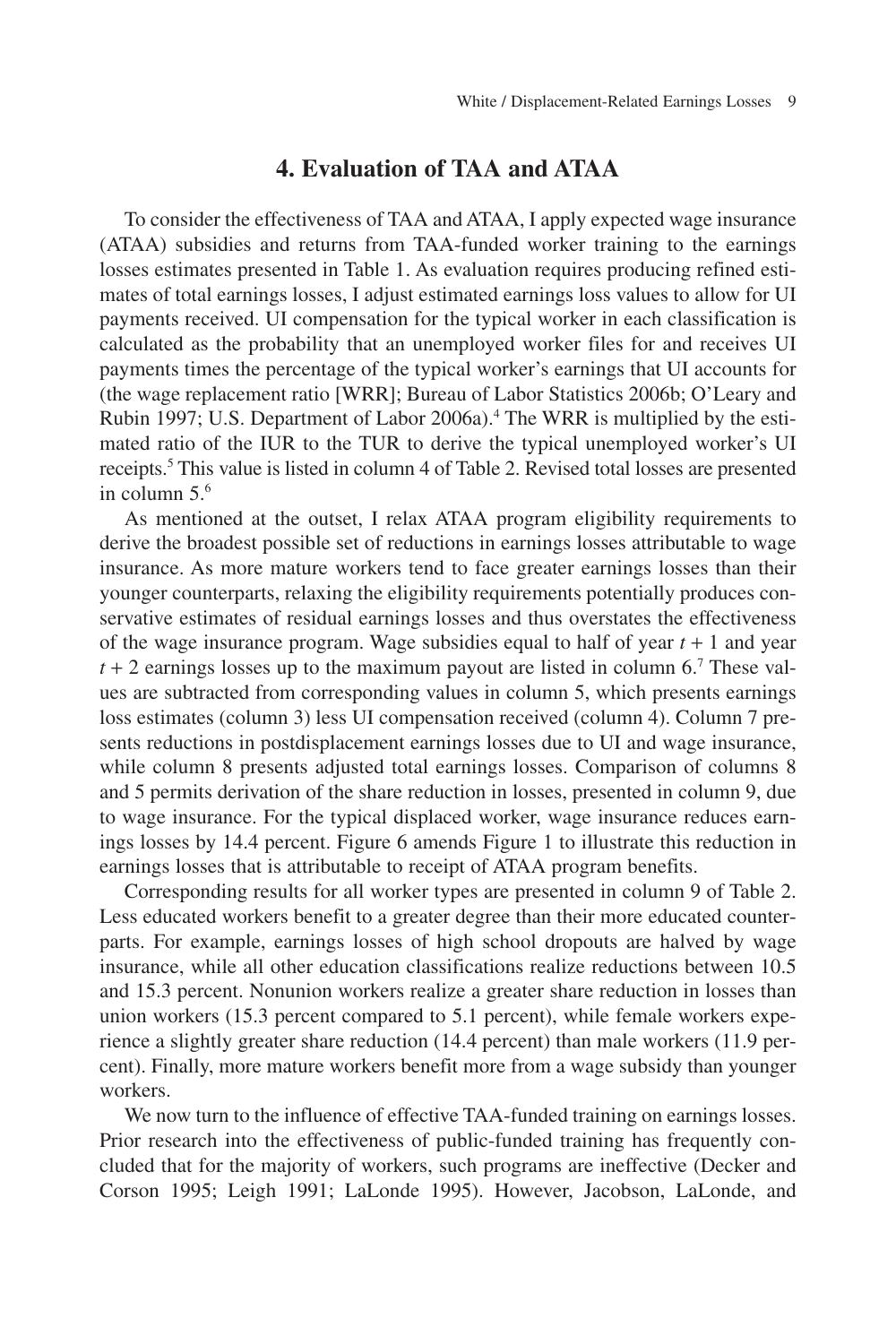## 4. Evaluation of TAA and ATAA

To consider the effectiveness of TAA and ATAA, I apply expected wage insurance (ATAA) subsidies and returns from TAA-funded worker training to the earnings losses estimates presented in Table 1. As evaluation requires producing refined estimates of total earnings losses, I adjust estimated earnings loss values to allow for UI payments received. UI compensation for the typical worker in each classification is calculated as the probability that an unemployed worker files for and receives UI payments times the percentage of the typical worker's earnings that UI accounts for (the wage replacement ratio [WRR]; Bureau of Labor Statistics 2006b; O'Leary and Rubin 1997; U.S. Department of Labor 2006a).[4] The WRR is multiplied by the estimated ratio of the IUR to the TUR to derive the typical unemployed worker's UI receipts.[5] This value is listed in column 4 of Table 2. Revised total losses are presented in column 5.[6]

As mentioned at the outset, I relax ATAA program eligibility requirements to derive the broadest possible set of reductions in earnings losses attributable to wage insurance. As more mature workers tend to face greater earnings losses than their younger counterparts, relaxing the eligibility requirements potentially produces conservative estimates of residual earnings losses and thus overstates the effectiveness of the wage insurance program. Wage subsidies equal to half of year $t + 1$ and year $t + 2$ earnings losses up to the maximum payout are listed in column 6.[7] These values are subtracted from corresponding values in column 5, which presents earnings loss estimates (column 3) less UI compensation received (column 4). Column 7 presents reductions in postdisplacement earnings losses due to UI and wage insurance, while column 8 presents adjusted total earnings losses. Comparison of columns 8 and 5 permits derivation of the share reduction in losses, presented in column 9, due to wage insurance. For the typical displaced worker, wage insurance reduces earnings losses by 14.4 percent. Figure 6 amends Figure 1 to illustrate this reduction in earnings losses that is attributable to receipt of ATAA program benefits.

Corresponding results for all worker types are presented in column 9 of Table 2. Less educated workers benefit to a greater degree than their more educated counterparts. For example, earnings losses of high school dropouts are halved by wage insurance, while all other education classifications realize reductions between 10.5 and 15.3 percent. Nonunion workers realize a greater share reduction in losses than union workers (15.3 percent compared to 5.1 percent), while female workers experience a slightly greater share reduction (14.4 percent) than male workers (11.9 percent). Finally, more mature workers benefit more from a wage subsidy than younger workers.

We now turn to the influence of effective TAA-funded training on earnings losses. Prior research into the effectiveness of public-funded training has frequently concluded that for the majority of workers, such programs are ineffective (Decker and Corson 1995; Leigh 1991; LaLonde 1995). However, Jacobson, LaLonde, and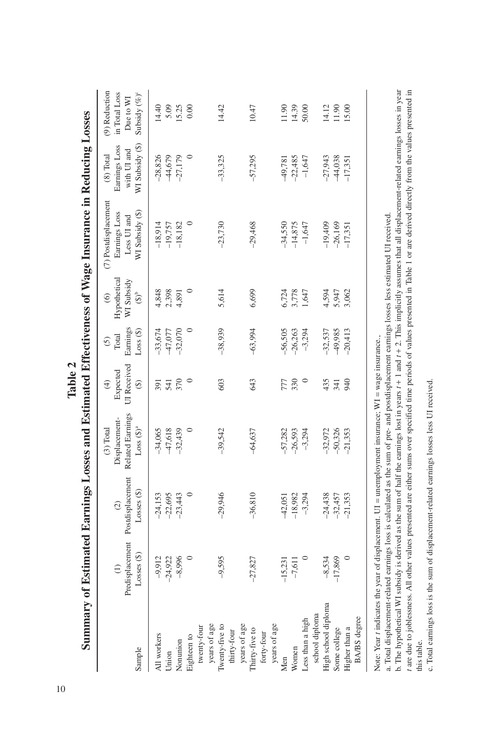# Table 2

## Summary of Estimated Earnings Losses and Estimated Effectiveness of Wage Insurance in Reducing Losses

| Sample | (1) Predisplacement Losses ($) | (2) Postdisplacement Losses ($) | (3) Total Displacement-Related Earnings Loss ($)[a] | (4) Expected UI Received ($) | (5) Total Earnings Loss ($) | (6) Hypothetical WI Subsidy ($)[b] | (7) Postdisplacement Earnings Loss Less UI and WI Subsidy ($) | (8) Total Earnings Loss with UI and WI Subsidy ($) | (9) Reduction in Total Loss Due to WI Subsidy (%)[c] |
|---|---|---|---|---|---|---|---|---|---|
| All workers | –9,912 | –24,153 | –34,065 | 391 | –33,674 | 4,848 | –18,914 | –28,826 | 14.40 |
| Union | –24,922 | –22,695 | –47,618 | 541 | –47,077 | 2,398 | –19,757 | –44,679 | 5.09 |
| Nonunion | –8,996 | –23,443 | –32,439 | 370 | –32,070 | 4,891 | –18,182 | –27,179 | 15.25 |
| Eighteen to twenty-four years of age | 0 | 0 | 0 | 0 | 0 | 0 | 0 | 0 | 0.00 |
| Twenty-five to thirty-four years of age | –9,595 | –29,946 | –39,542 | 603 | –38,939 | 5,614 | –23,730 | –33,325 | 14.42 |
| Thirty-five to forty-four years of age | –27,827 | –36,810 | –64,637 | 643 | –63,994 | 6,699 | –29,468 | –57,295 | 10.47 |
| Men | –15,231 | –42,051 | –57,282 | 777 | –56,505 | 6,724 | –34,550 | –49,781 | 11.90 |
| Women | –7,611 | –18,982 | –26,593 | 330 | –26,263 | 3,778 | –14,875 | –22,485 | 14.39 |
| Less than a high school diploma | 0 | –3,294 | –3,294 | 0 | –3,294 | 1,647 | –1,647 | –1,647 | 50.00 |
| High school diploma | –8,534 | –24,438 | –32,972 | 435 | –32,537 | 4,594 | –19,409 | –27,943 | 14.12 |
| Some college | –17,869 | –32,457 | –50,326 | 341 | –49,985 | 5,947 | –26,169 | –44,038 | 11.90 |
| Higher than a BA/BS degree | 0 | –21,353 | –21,353 | 940 | –20,413 | 3,062 | –17,351 | –17,351 | 15.00 |

Note: Year $t$ indicates the year of displacement. UI = unemployment insurance; WI = wage insurance.

a. Total displacement-related earnings loss is calculated as the sum of pre- and postdisplacement earnings losses less estimated UI received.

b. The hypothetical WI subsidy is derived as the sum of half the earnings lost in years $t + 1$ and $t + 2$. This implicitly assumes that all displacement-related earnings losses in year $t$ are due to joblessness. All other values presented are either sums over specified time periods of values presented in Table 1 or are derived directly from the values presented in this table.

c. Total earnings loss is the sum of displacement-related earnings losses less UI received.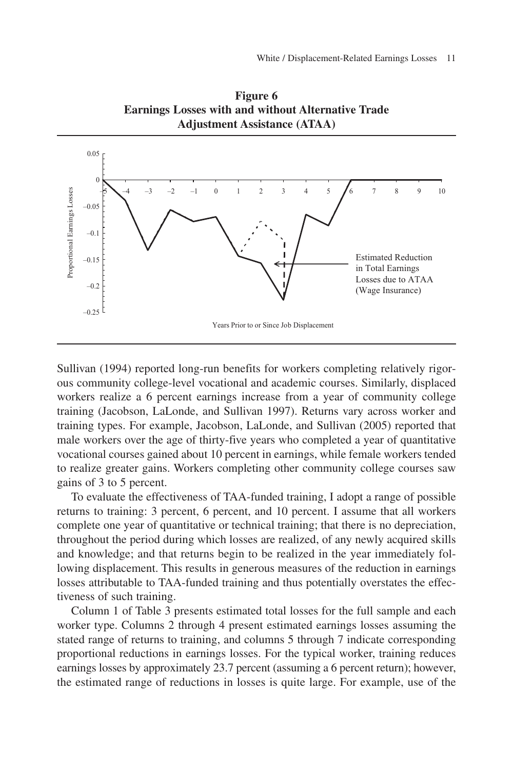**Figure 6**
**Earnings Losses with and without Alternative Trade Adjustment Assistance (ATAA)**

Sullivan (1994) reported long-run benefits for workers completing relatively rigorous community college-level vocational and academic courses. Similarly, displaced workers realize a 6 percent earnings increase from a year of community college training (Jacobson, LaLonde, and Sullivan 1997). Returns vary across worker and training types. For example, Jacobson, LaLonde, and Sullivan (2005) reported that male workers over the age of thirty-five years who completed a year of quantitative vocational courses gained about 10 percent in earnings, while female workers tended to realize greater gains. Workers completing other community college courses saw gains of 3 to 5 percent.

To evaluate the effectiveness of TAA-funded training, I adopt a range of possible returns to training: 3 percent, 6 percent, and 10 percent. I assume that all workers complete one year of quantitative or technical training; that there is no depreciation, throughout the period during which losses are realized, of any newly acquired skills and knowledge; and that returns begin to be realized in the year immediately following displacement. This results in generous measures of the reduction in earnings losses attributable to TAA-funded training and thus potentially overstates the effectiveness of such training.

Column 1 of Table 3 presents estimated total losses for the full sample and each worker type. Columns 2 through 4 present estimated earnings losses assuming the stated range of returns to training, and columns 5 through 7 indicate corresponding proportional reductions in earnings losses. For the typical worker, training reduces earnings losses by approximately 23.7 percent (assuming a 6 percent return); however, the estimated range of reductions in losses is quite large. For example, use of the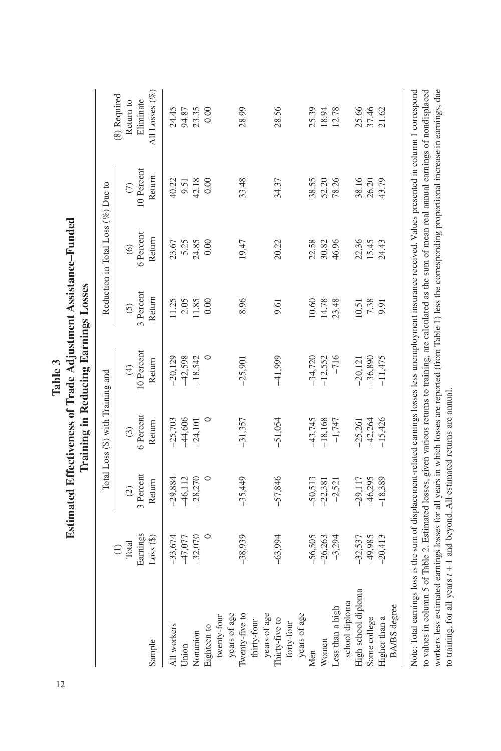**Table 3**
**Estimated Effectiveness of Trade Adjustment Assistance–Funded Training in Reducing Earnings Losses**

| Sample | (1) Total Earnings Loss ($) | Total Loss ($) with Training and (2) 3 Percent Return | (3) 6 Percent Return | (4) 10 Percent Return | Reduction in Total Loss (%) Due to (5) 3 Percent Return | (6) 6 Percent Return | (7) 10 Percent Return | (8) Required Return to Eliminate All Losses (%) |
|---|---|---|---|---|---|---|---|---|
| All workers | −33,674 | −29,884 | −25,703 | −20,129 | 11.25 | 23.67 | 40.22 | 24.45 |
| Union | −47,077 | −46,112 | −44,606 | −42,598 | 2.05 | 5.25 | 9.51 | 94.87 |
| Nonunion | −32,070 | −28,270 | −24,101 | −18,542 | 11.85 | 24.85 | 42.18 | 23.35 |
| Eighteen to twenty-four years of age | 0 | 0 | 0 | 0 | 0.00 | 0.00 | 0.00 | 0.00 |
| Twenty-five to thirty-four years of age | −38,939 | −35,449 | −31,357 | −25,901 | 8.96 | 19.47 | 33.48 | 28.99 |
| Thirty-five to forty-four years of age | −63,994 | −57,846 | −51,054 | −41,999 | 9.61 | 20.22 | 34.37 | 28.56 |
| Men | −56,505 | −50,513 | −43,745 | −34,720 | 10.60 | 22.58 | 38.55 | 25.39 |
| Women | −26,263 | −22,381 | −18,168 | −12,552 | 14.78 | 30.82 | 52.20 | 18.94 |
| Less than a high school diploma | −3,294 | −2,521 | −1,747 | −716 | 23.48 | 46.96 | 78.26 | 12.78 |
| High school diploma | −32,537 | −29,117 | −25,261 | −20,121 | 10.51 | 22.36 | 38.16 | 25.66 |
| Some college | −49,985 | −46,295 | −42,264 | −36,890 | 7.38 | 15.45 | 26.20 | 37.46 |
| Higher than a BA/BS degree | −20,413 | −18,389 | −15,426 | −11,475 | 9.91 | 24.43 | 43.79 | 21.62 |

Note: Total earnings loss is the sum of displacement-related earnings losses less unemployment insurance received. Values presented in column 1 correspond to values in column 5 of Table 2. Estimated losses, given various returns to training, are calculated as the sum of mean real annual earnings of nondisplaced workers less estimated earnings losses for all years in which losses are reported (from Table 1) less the corresponding proportional increase in earnings, due to training, for all years $t + 1$ and beyond. All estimated returns are annual.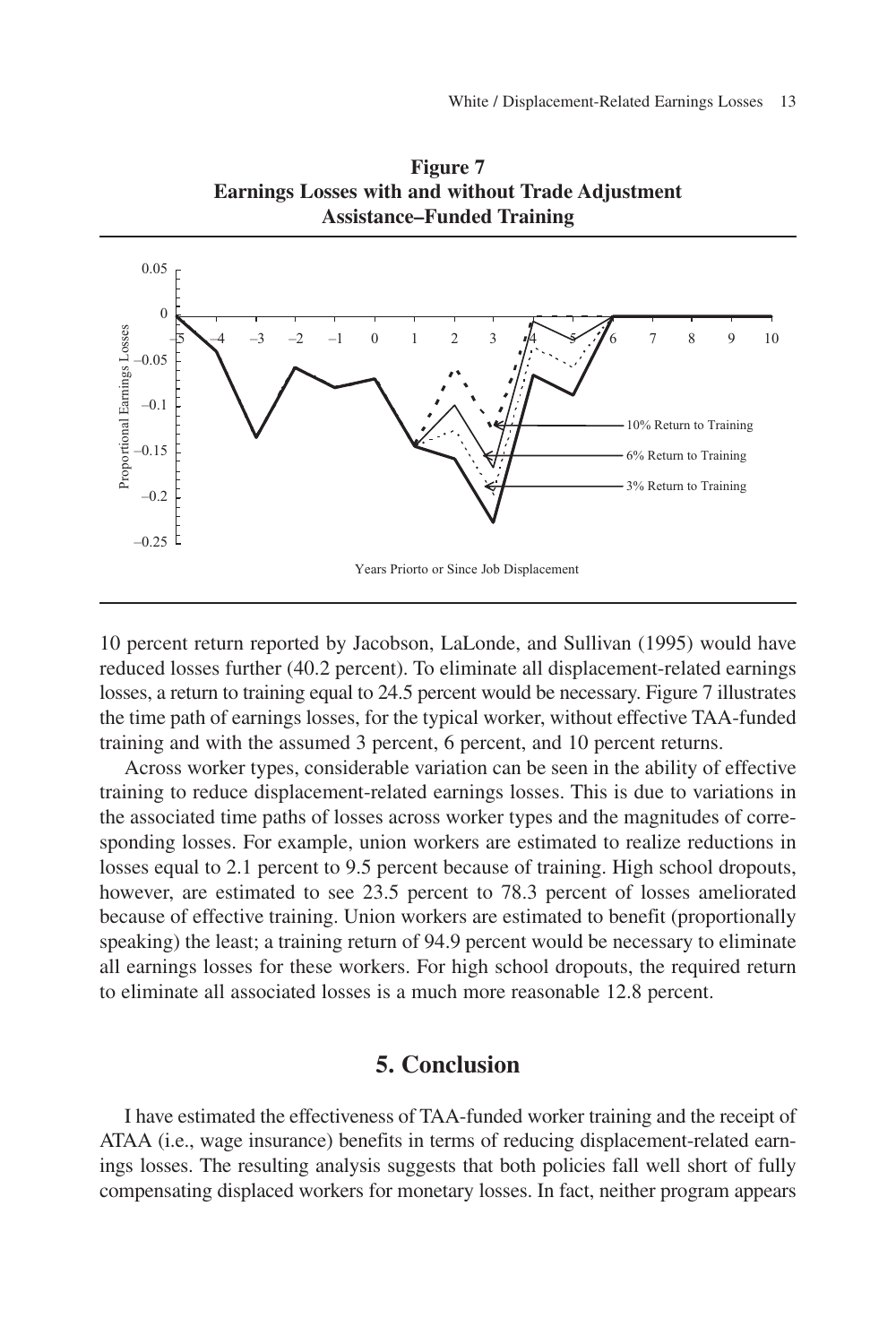**Figure 7**
**Earnings Losses with and without Trade Adjustment Assistance–Funded Training**

10 percent return reported by Jacobson, LaLonde, and Sullivan (1995) would have reduced losses further (40.2 percent). To eliminate all displacement-related earnings losses, a return to training equal to 24.5 percent would be necessary. Figure 7 illustrates the time path of earnings losses, for the typical worker, without effective TAA-funded training and with the assumed 3 percent, 6 percent, and 10 percent returns.

Across worker types, considerable variation can be seen in the ability of effective training to reduce displacement-related earnings losses. This is due to variations in the associated time paths of losses across worker types and the magnitudes of corresponding losses. For example, union workers are estimated to realize reductions in losses equal to 2.1 percent to 9.5 percent because of training. High school dropouts, however, are estimated to see 23.5 percent to 78.3 percent of losses ameliorated because of effective training. Union workers are estimated to benefit (proportionally speaking) the least; a training return of 94.9 percent would be necessary to eliminate all earnings losses for these workers. For high school dropouts, the required return to eliminate all associated losses is a much more reasonable 12.8 percent.

## 5. Conclusion

I have estimated the effectiveness of TAA-funded worker training and the receipt of ATAA (i.e., wage insurance) benefits in terms of reducing displacement-related earnings losses. The resulting analysis suggests that both policies fall well short of fully compensating displaced workers for monetary losses. In fact, neither program appears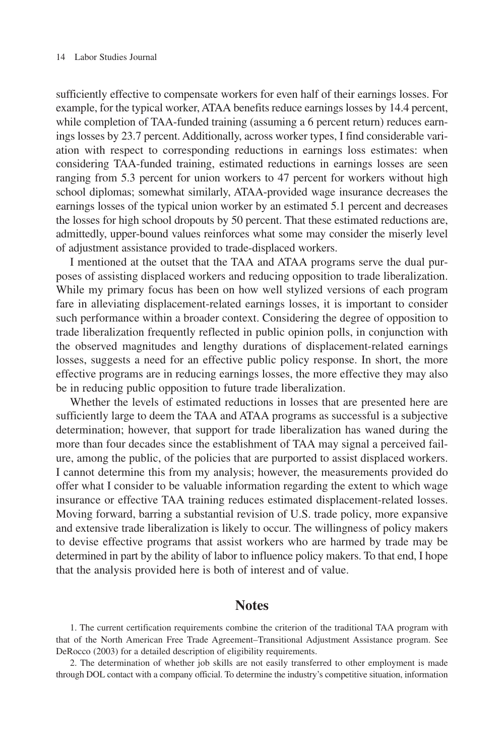sufficiently effective to compensate workers for even half of their earnings losses. For example, for the typical worker, ATAA benefits reduce earnings losses by 14.4 percent, while completion of TAA-funded training (assuming a 6 percent return) reduces earnings losses by 23.7 percent. Additionally, across worker types, I find considerable variation with respect to corresponding reductions in earnings loss estimates: when considering TAA-funded training, estimated reductions in earnings losses are seen ranging from 5.3 percent for union workers to 47 percent for workers without high school diplomas; somewhat similarly, ATAA-provided wage insurance decreases the earnings losses of the typical union worker by an estimated 5.1 percent and decreases the losses for high school dropouts by 50 percent. That these estimated reductions are, admittedly, upper-bound values reinforces what some may consider the miserly level of adjustment assistance provided to trade-displaced workers.

I mentioned at the outset that the TAA and ATAA programs serve the dual purposes of assisting displaced workers and reducing opposition to trade liberalization. While my primary focus has been on how well stylized versions of each program fare in alleviating displacement-related earnings losses, it is important to consider such performance within a broader context. Considering the degree of opposition to trade liberalization frequently reflected in public opinion polls, in conjunction with the observed magnitudes and lengthy durations of displacement-related earnings losses, suggests a need for an effective public policy response. In short, the more effective programs are in reducing earnings losses, the more effective they may also be in reducing public opposition to future trade liberalization.

Whether the levels of estimated reductions in losses that are presented here are sufficiently large to deem the TAA and ATAA programs as successful is a subjective determination; however, that support for trade liberalization has waned during the more than four decades since the establishment of TAA may signal a perceived failure, among the public, of the policies that are purported to assist displaced workers. I cannot determine this from my analysis; however, the measurements provided do offer what I consider to be valuable information regarding the extent to which wage insurance or effective TAA training reduces estimated displacement-related losses. Moving forward, barring a substantial revision of U.S. trade policy, more expansive and extensive trade liberalization is likely to occur. The willingness of policy makers to devise effective programs that assist workers who are harmed by trade may be determined in part by the ability of labor to influence policy makers. To that end, I hope that the analysis provided here is both of interest and of value.

## Notes

1. The current certification requirements combine the criterion of the traditional TAA program with that of the North American Free Trade Agreement–Transitional Adjustment Assistance program. See DeRocco (2003) for a detailed description of eligibility requirements.

2. The determination of whether job skills are not easily transferred to other employment is made through DOL contact with a company official. To determine the industry's competitive situation, information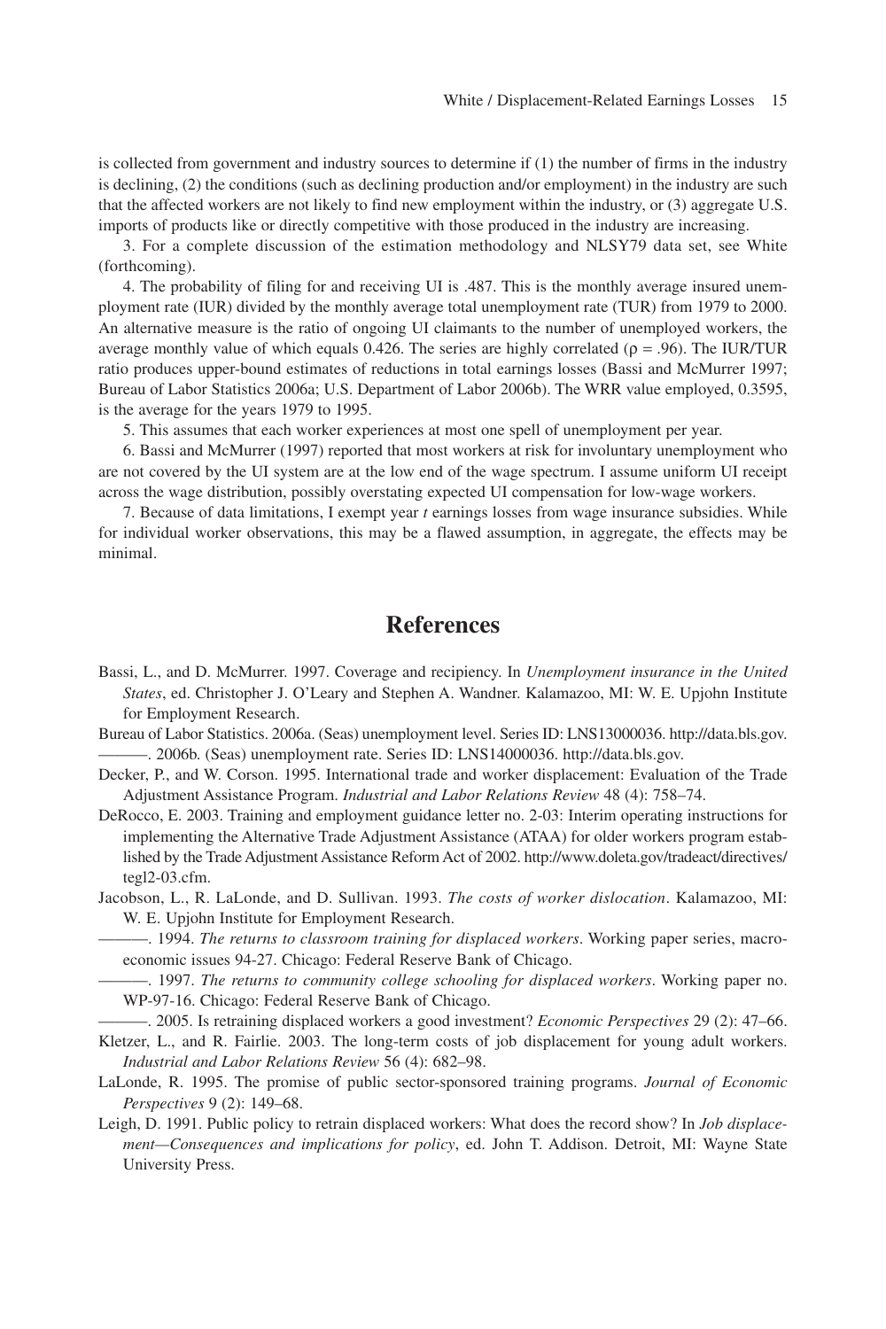is collected from government and industry sources to determine if (1) the number of firms in the industry is declining, (2) the conditions (such as declining production and/or employment) in the industry are such that the affected workers are not likely to find new employment within the industry, or (3) aggregate U.S. imports of products like or directly competitive with those produced in the industry are increasing.

3. For a complete discussion of the estimation methodology and NLSY79 data set, see White (forthcoming).

4. The probability of filing for and receiving UI is .487. This is the monthly average insured unemployment rate (IUR) divided by the monthly average total unemployment rate (TUR) from 1979 to 2000. An alternative measure is the ratio of ongoing UI claimants to the number of unemployed workers, the average monthly value of which equals 0.426. The series are highly correlated ($\rho = .96$). The IUR/TUR ratio produces upper-bound estimates of reductions in total earnings losses (Bassi and McMurrer 1997; Bureau of Labor Statistics 2006a; U.S. Department of Labor 2006b). The WRR value employed, 0.3595, is the average for the years 1979 to 1995.

5. This assumes that each worker experiences at most one spell of unemployment per year.

6. Bassi and McMurrer (1997) reported that most workers at risk for involuntary unemployment who are not covered by the UI system are at the low end of the wage spectrum. I assume uniform UI receipt across the wage distribution, possibly overstating expected UI compensation for low-wage workers.

7. Because of data limitations, I exempt year *t* earnings losses from wage insurance subsidies. While for individual worker observations, this may be a flawed assumption, in aggregate, the effects may be minimal.

## References

Bassi, L., and D. McMurrer. 1997. Coverage and recipiency. In *Unemployment insurance in the United States*, ed. Christopher J. O'Leary and Stephen A. Wandner. Kalamazoo, MI: W. E. Upjohn Institute for Employment Research.

Bureau of Labor Statistics. 2006a. (Seas) unemployment level. Series ID: LNS13000036. http://data.bls.gov.

———. 2006b. (Seas) unemployment rate. Series ID: LNS14000036. http://data.bls.gov.

Decker, P., and W. Corson. 1995. International trade and worker displacement: Evaluation of the Trade Adjustment Assistance Program. *Industrial and Labor Relations Review* 48 (4): 758–74.

DeRocco, E. 2003. Training and employment guidance letter no. 2-03: Interim operating instructions for implementing the Alternative Trade Adjustment Assistance (ATAA) for older workers program established by the Trade Adjustment Assistance Reform Act of 2002. http://www.doleta.gov/tradeact/directives/tegl2-03.cfm.

Jacobson, L., R. LaLonde, and D. Sullivan. 1993. *The costs of worker dislocation*. Kalamazoo, MI: W. E. Upjohn Institute for Employment Research.

———. 1994. *The returns to classroom training for displaced workers*. Working paper series, macroeconomic issues 94-27. Chicago: Federal Reserve Bank of Chicago.

———. 1997. *The returns to community college schooling for displaced workers*. Working paper no. WP-97-16. Chicago: Federal Reserve Bank of Chicago.

———. 2005. Is retraining displaced workers a good investment? *Economic Perspectives* 29 (2): 47–66.

Kletzer, L., and R. Fairlie. 2003. The long-term costs of job displacement for young adult workers. *Industrial and Labor Relations Review* 56 (4): 682–98.

LaLonde, R. 1995. The promise of public sector-sponsored training programs. *Journal of Economic Perspectives* 9 (2): 149–68.

Leigh, D. 1991. Public policy to retrain displaced workers: What does the record show? In *Job displacement—Consequences and implications for policy*, ed. John T. Addison. Detroit, MI: Wayne State University Press.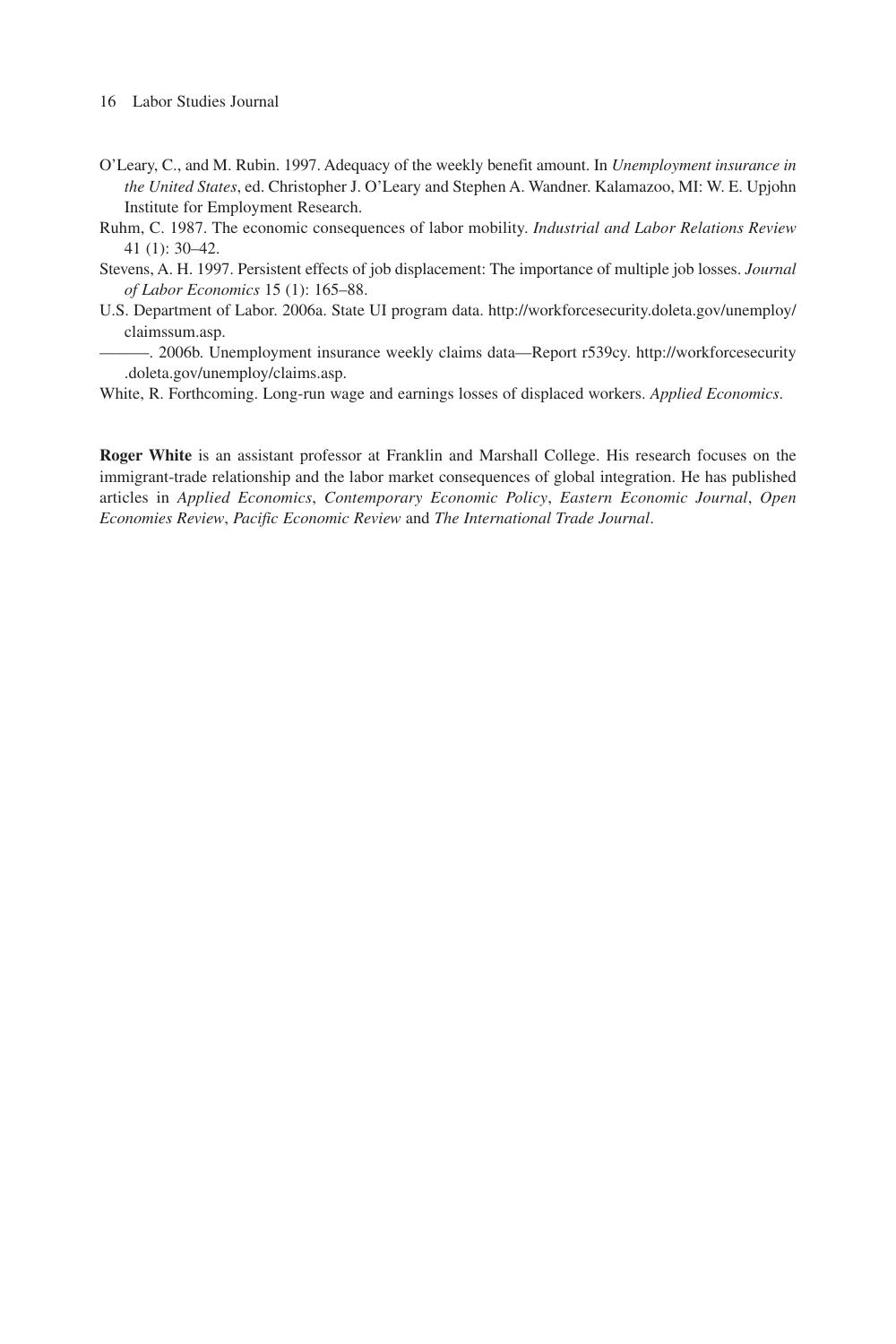O'Leary, C., and M. Rubin. 1997. Adequacy of the weekly benefit amount. In *Unemployment insurance in the United States*, ed. Christopher J. O'Leary and Stephen A. Wandner. Kalamazoo, MI: W. E. Upjohn Institute for Employment Research.

Ruhm, C. 1987. The economic consequences of labor mobility. *Industrial and Labor Relations Review* 41 (1): 30–42.

Stevens, A. H. 1997. Persistent effects of job displacement: The importance of multiple job losses. *Journal of Labor Economics* 15 (1): 165–88.

U.S. Department of Labor. 2006a. State UI program data. http://workforcesecurity.doleta.gov/unemploy/claimssum.asp.

———. 2006b. Unemployment insurance weekly claims data—Report r539cy. http://workforcesecurity.doleta.gov/unemploy/claims.asp.

White, R. Forthcoming. Long-run wage and earnings losses of displaced workers. *Applied Economics*.

**Roger White** is an assistant professor at Franklin and Marshall College. His research focuses on the immigrant-trade relationship and the labor market consequences of global integration. He has published articles in *Applied Economics*, *Contemporary Economic Policy*, *Eastern Economic Journal*, *Open Economies Review*, *Pacific Economic Review* and *The International Trade Journal*.